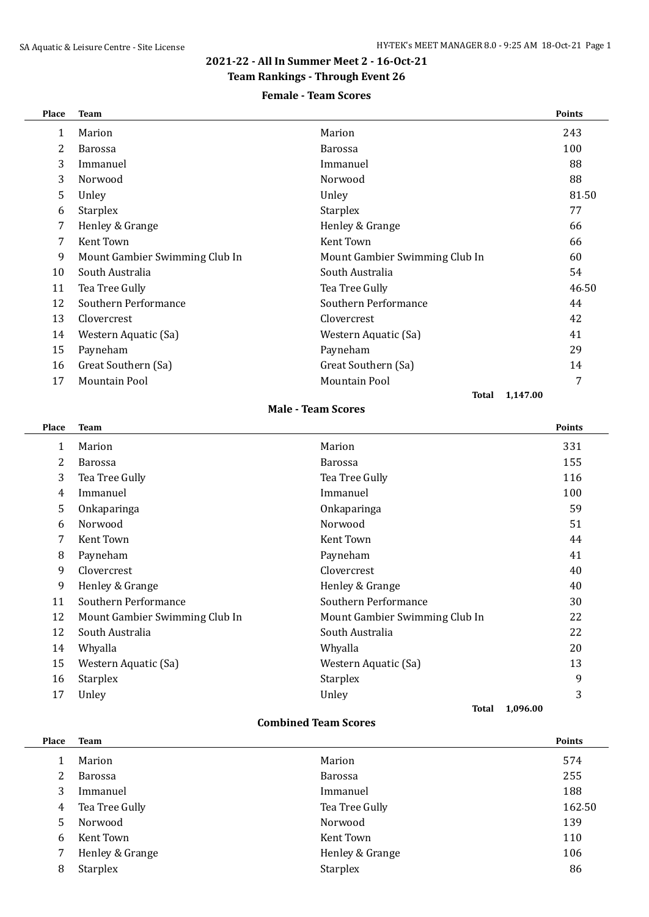## 2021-22 - All In Summer Meet 2 - 16-Oct-21

### Team Rankings - Through Event 26

#### Female - Team Scores

| Place | Team | | Points |
|---|---|---|---|
| 1 | Marion | Marion | 243 |
| 2 | Barossa | Barossa | 100 |
| 3 | Immanuel | Immanuel | 88 |
| 3 | Norwood | Norwood | 88 |
| 5 | Unley | Unley | 81.50 |
| 6 | Starplex | Starplex | 77 |
| 7 | Henley & Grange | Henley & Grange | 66 |
| 7 | Kent Town | Kent Town | 66 |
| 9 | Mount Gambier Swimming Club In | Mount Gambier Swimming Club In | 60 |
| 10 | South Australia | South Australia | 54 |
| 11 | Tea Tree Gully | Tea Tree Gully | 46.50 |
| 12 | Southern Performance | Southern Performance | 44 |
| 13 | Clovercrest | Clovercrest | 42 |
| 14 | Western Aquatic (Sa) | Western Aquatic (Sa) | 41 |
| 15 | Payneham | Payneham | 29 |
| 16 | Great Southern (Sa) | Great Southern (Sa) | 14 |
| 17 | Mountain Pool | Mountain Pool | 7 |
| | | **Total** | 1,147.00 |

#### Male - Team Scores

| Place | Team | | Points |
|---|---|---|---|
| 1 | Marion | Marion | 331 |
| 2 | Barossa | Barossa | 155 |
| 3 | Tea Tree Gully | Tea Tree Gully | 116 |
| 4 | Immanuel | Immanuel | 100 |
| 5 | Onkaparinga | Onkaparinga | 59 |
| 6 | Norwood | Norwood | 51 |
| 7 | Kent Town | Kent Town | 44 |
| 8 | Payneham | Payneham | 41 |
| 9 | Clovercrest | Clovercrest | 40 |
| 9 | Henley & Grange | Henley & Grange | 40 |
| 11 | Southern Performance | Southern Performance | 30 |
| 12 | Mount Gambier Swimming Club In | Mount Gambier Swimming Club In | 22 |
| 12 | South Australia | South Australia | 22 |
| 14 | Whyalla | Whyalla | 20 |
| 15 | Western Aquatic (Sa) | Western Aquatic (Sa) | 13 |
| 16 | Starplex | Starplex | 9 |
| 17 | Unley | Unley | 3 |
| | | **Total** | 1,096.00 |

#### Combined Team Scores

| Place | Team | | Points |
|---|---|---|---|
| 1 | Marion | Marion | 574 |
| 2 | Barossa | Barossa | 255 |
| 3 | Immanuel | Immanuel | 188 |
| 4 | Tea Tree Gully | Tea Tree Gully | 162.50 |
| 5 | Norwood | Norwood | 139 |
| 6 | Kent Town | Kent Town | 110 |
| 7 | Henley & Grange | Henley & Grange | 106 |
| 8 | Starplex | Starplex | 86 |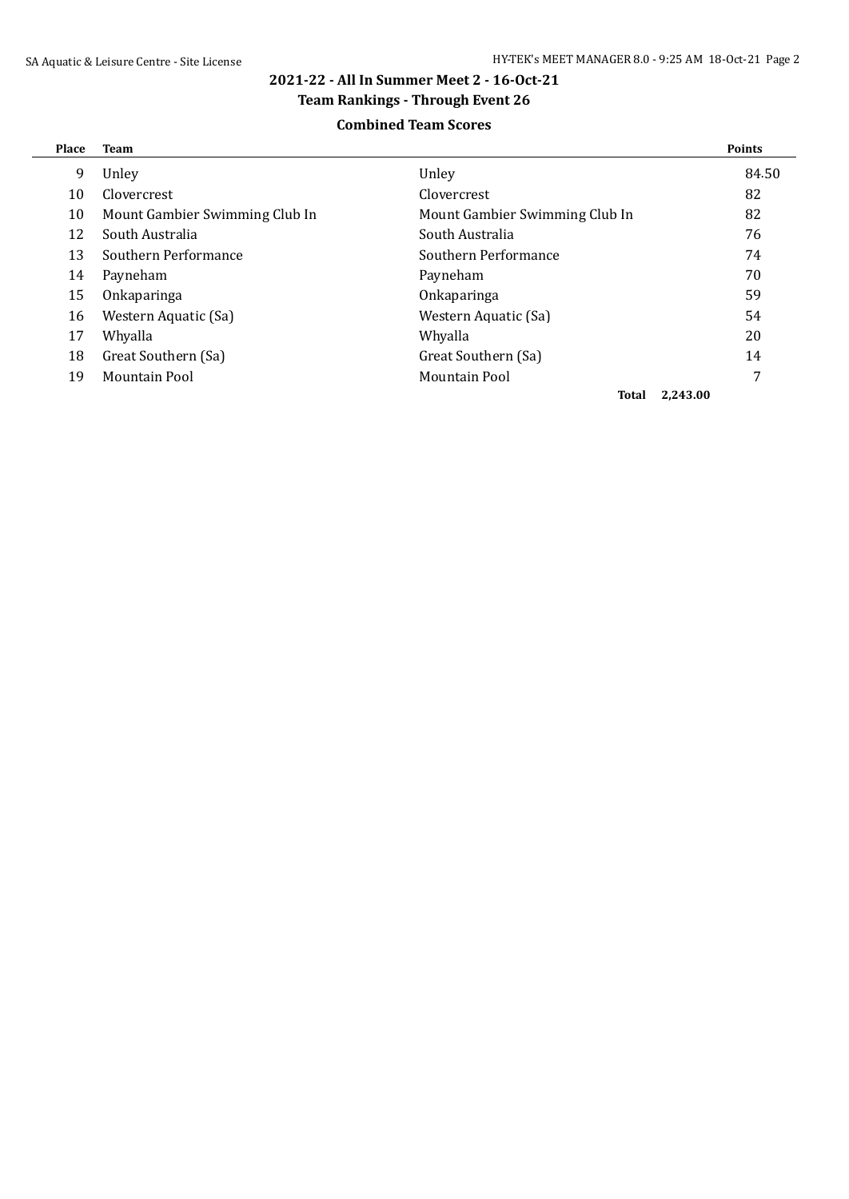## 2021-22 - All In Summer Meet 2 - 16-Oct-21

### Team Rankings - Through Event 26

#### Combined Team Scores

| Place | Team | | Points |
|---|---|---|---|
| 9 | Unley | Unley | 84.50 |
| 10 | Clovercrest | Clovercrest | 82 |
| 10 | Mount Gambier Swimming Club In | Mount Gambier Swimming Club In | 82 |
| 12 | South Australia | South Australia | 76 |
| 13 | Southern Performance | Southern Performance | 74 |
| 14 | Payneham | Payneham | 70 |
| 15 | Onkaparinga | Onkaparinga | 59 |
| 16 | Western Aquatic (Sa) | Western Aquatic (Sa) | 54 |
| 17 | Whyalla | Whyalla | 20 |
| 18 | Great Southern (Sa) | Great Southern (Sa) | 14 |
| 19 | Mountain Pool | Mountain Pool | 7 |
| | | **Total** | **2,243.00** |